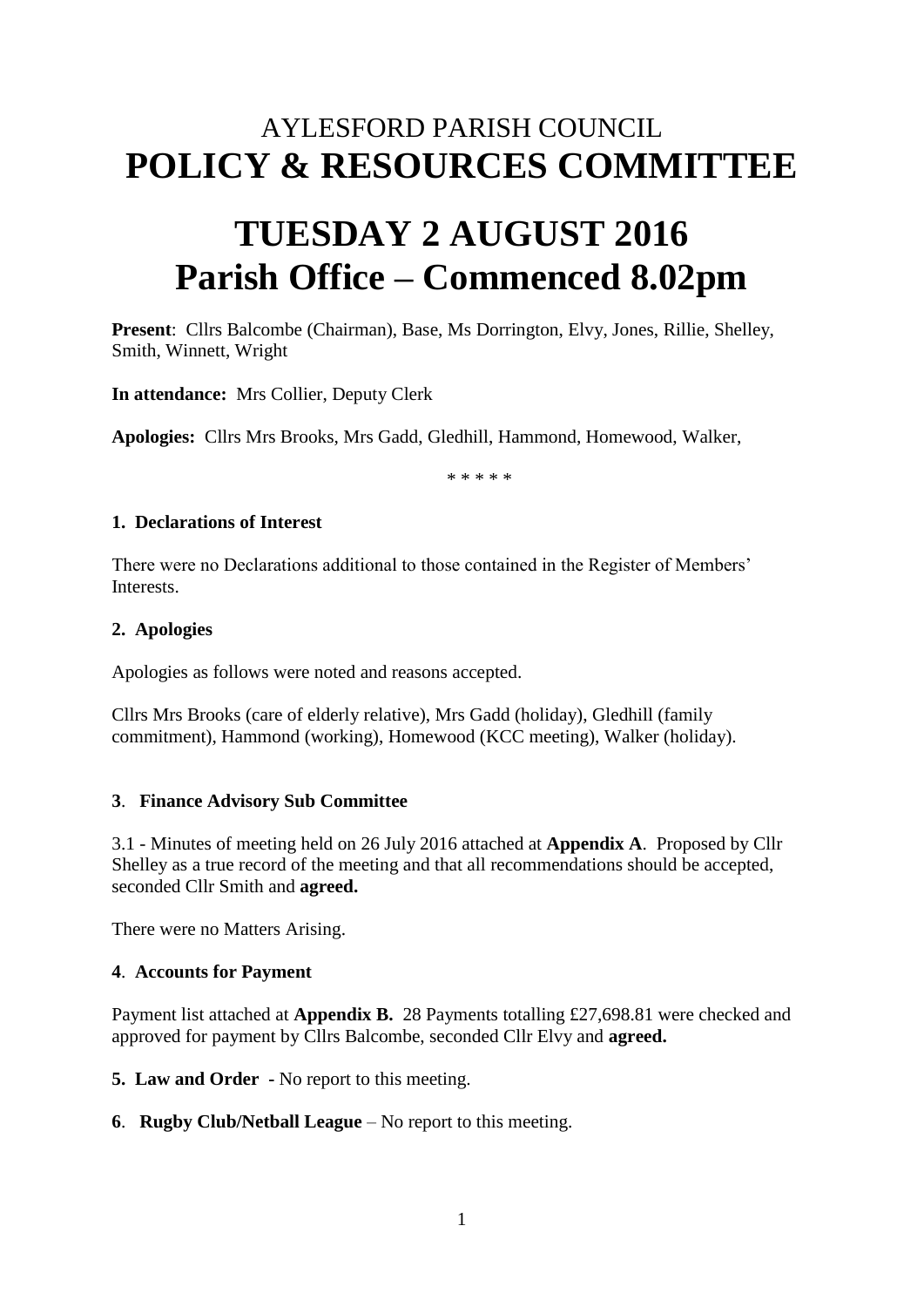# AYLESFORD PARISH COUNCIL
# POLICY & RESOURCES COMMITTEE

# TUESDAY 2 AUGUST 2016
# Parish Office – Commenced 8.02pm

**Present**: Cllrs Balcombe (Chairman), Base, Ms Dorrington, Elvy, Jones, Rillie, Shelley, Smith, Winnett, Wright

**In attendance:** Mrs Collier, Deputy Clerk

**Apologies:** Cllrs Mrs Brooks, Mrs Gadd, Gledhill, Hammond, Homewood, Walker,

\* \* \* \* \*

**1. Declarations of Interest**

There were no Declarations additional to those contained in the Register of Members' Interests.

**2. Apologies**

Apologies as follows were noted and reasons accepted.

Cllrs Mrs Brooks (care of elderly relative), Mrs Gadd (holiday), Gledhill (family commitment), Hammond (working), Homewood (KCC meeting), Walker (holiday).

**3**. **Finance Advisory Sub Committee**

3.1 - Minutes of meeting held on 26 July 2016 attached at **Appendix A**. Proposed by Cllr Shelley as a true record of the meeting and that all recommendations should be accepted, seconded Cllr Smith and **agreed.**

There were no Matters Arising.

**4**. **Accounts for Payment**

Payment list attached at **Appendix B.** 28 Payments totalling £27,698.81 were checked and approved for payment by Cllrs Balcombe, seconded Cllr Elvy and **agreed.**

**5. Law and Order -** No report to this meeting.

**6**. **Rugby Club/Netball League** – No report to this meeting.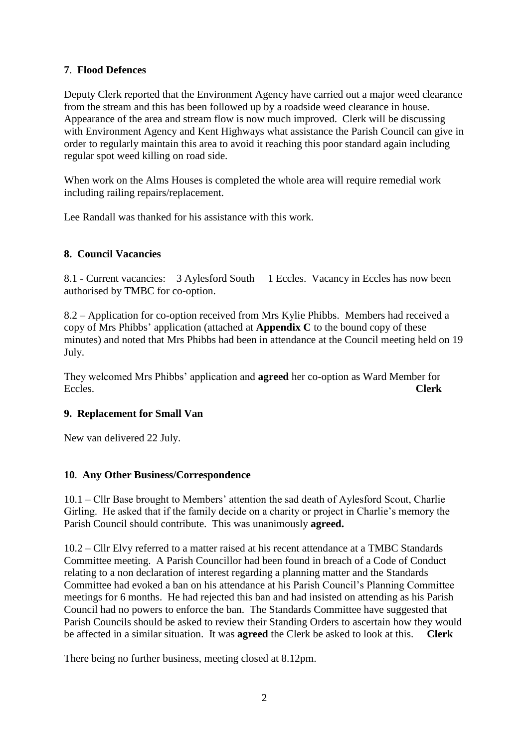## 7. Flood Defences

Deputy Clerk reported that the Environment Agency have carried out a major weed clearance from the stream and this has been followed up by a roadside weed clearance in house. Appearance of the area and stream flow is now much improved. Clerk will be discussing with Environment Agency and Kent Highways what assistance the Parish Council can give in order to regularly maintain this area to avoid it reaching this poor standard again including regular spot weed killing on road side.

When work on the Alms Houses is completed the whole area will require remedial work including railing repairs/replacement.

Lee Randall was thanked for his assistance with this work.

## 8. Council Vacancies

8.1 - Current vacancies: 3 Aylesford South 1 Eccles. Vacancy in Eccles has now been authorised by TMBC for co-option.

8.2 – Application for co-option received from Mrs Kylie Phibbs. Members had received a copy of Mrs Phibbs' application (attached at **Appendix C** to the bound copy of these minutes) and noted that Mrs Phibbs had been in attendance at the Council meeting held on 19 July.

They welcomed Mrs Phibbs' application and **agreed** her co-option as Ward Member for Eccles. **Clerk**

## 9. Replacement for Small Van

New van delivered 22 July.

## 10. Any Other Business/Correspondence

10.1 – Cllr Base brought to Members' attention the sad death of Aylesford Scout, Charlie Girling. He asked that if the family decide on a charity or project in Charlie's memory the Parish Council should contribute. This was unanimously **agreed.**

10.2 – Cllr Elvy referred to a matter raised at his recent attendance at a TMBC Standards Committee meeting. A Parish Councillor had been found in breach of a Code of Conduct relating to a non declaration of interest regarding a planning matter and the Standards Committee had evoked a ban on his attendance at his Parish Council's Planning Committee meetings for 6 months. He had rejected this ban and had insisted on attending as his Parish Council had no powers to enforce the ban. The Standards Committee have suggested that Parish Councils should be asked to review their Standing Orders to ascertain how they would be affected in a similar situation. It was **agreed** the Clerk be asked to look at this. **Clerk**

There being no further business, meeting closed at 8.12pm.